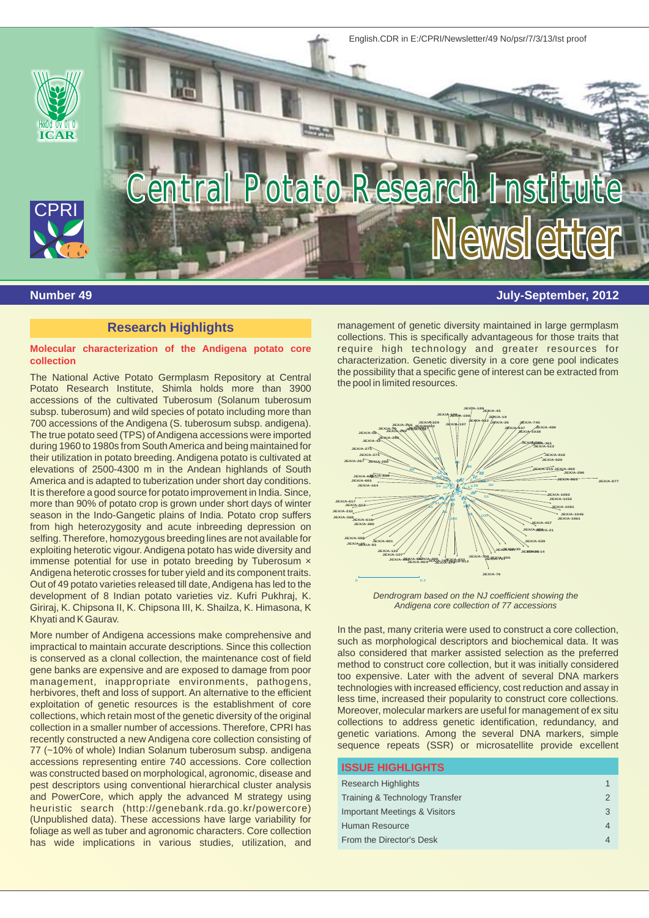# Central Potato Research Institute Newsletter

**Number 49** **July-September, 2012**

## Research Highlights

### Molecular characterization of the Andigena potato core collection

The National Active Potato Germplasm Repository at Central Potato Research Institute, Shimla holds more than 3900 accessions of the cultivated Tuberosum (Solanum tuberosum subsp. tuberosum) and wild species of potato including more than 700 accessions of the Andigena (S. tuberosum subsp. andigena). The true potato seed (TPS) of Andigena accessions were imported during 1960 to 1980s from South America and being maintained for their utilization in potato breeding. Andigena potato is cultivated at elevations of 2500-4300 m in the Andean highlands of South America and is adapted to tuberization under short day conditions. It is therefore a good source for potato improvement in India. Since, more than 90% of potato crop is grown under short days of winter season in the Indo-Gangetic plains of India. Potato crop suffers from high heterozygosity and acute inbreeding depression on selfing. Therefore, homozygous breeding lines are not available for exploiting heterotic vigour. Andigena potato has wide diversity and immense potential for use in potato breeding by Tuberosum × Andigena heterotic crosses for tuber yield and its component traits. Out of 49 potato varieties released till date, Andigena has led to the development of 8 Indian potato varieties viz. Kufri Pukhraj, K. Giriraj, K. Chipsona II, K. Chipsona III, K. Shailza, K. Himasona, K Khyati and K Gaurav.

More number of Andigena accessions make comprehensive and impractical to maintain accurate descriptions. Since this collection is conserved as a clonal collection, the maintenance cost of field gene banks are expensive and are exposed to damage from poor management, inappropriate environments, pathogens, herbivores, theft and loss of support. An alternative to the efficient exploitation of genetic resources is the establishment of core collections, which retain most of the genetic diversity of the original collection in a smaller number of accessions. Therefore, CPRI has recently constructed a new Andigena core collection consisting of 77 (~10% of whole) Indian Solanum tuberosum subsp. andigena accessions representing entire 740 accessions. Core collection was constructed based on morphological, agronomic, disease and pest descriptors using conventional hierarchical cluster analysis and PowerCore, which apply the advanced M strategy using heuristic search (http://genebank.rda.go.kr/powercore) (Unpublished data). These accessions have large variability for foliage as well as tuber and agronomic characters. Core collection has wide implications in various studies, utilization, and management of genetic diversity maintained in large germplasm collections. This is specifically advantageous for those traits that require high technology and greater resources for characterization. Genetic diversity in a core gene pool indicates the possibility that a specific gene of interest can be extracted from the pool in limited resources.

*Dendrogram based on the NJ coefficient showing the Andigena core collection of 77 accessions*

In the past, many criteria were used to construct a core collection, such as morphological descriptors and biochemical data. It was also considered that marker assisted selection as the preferred method to construct core collection, but it was initially considered too expensive. Later with the advent of several DNA markers technologies with increased efficiency, cost reduction and assay in less time, increased their popularity to construct core collections. Moreover, molecular markers are useful for management of ex situ collections to address genetic identification, redundancy, and genetic variations. Among the several DNA markers, simple sequence repeats (SSR) or microsatellite provide excellent

| ISSUE HIGHLIGHTS | |
|---|---|
| Research Highlights | 1 |
| Training & Technology Transfer | 2 |
| Important Meetings & Visitors | 3 |
| Human Resource | 4 |
| From the Director's Desk | 4 |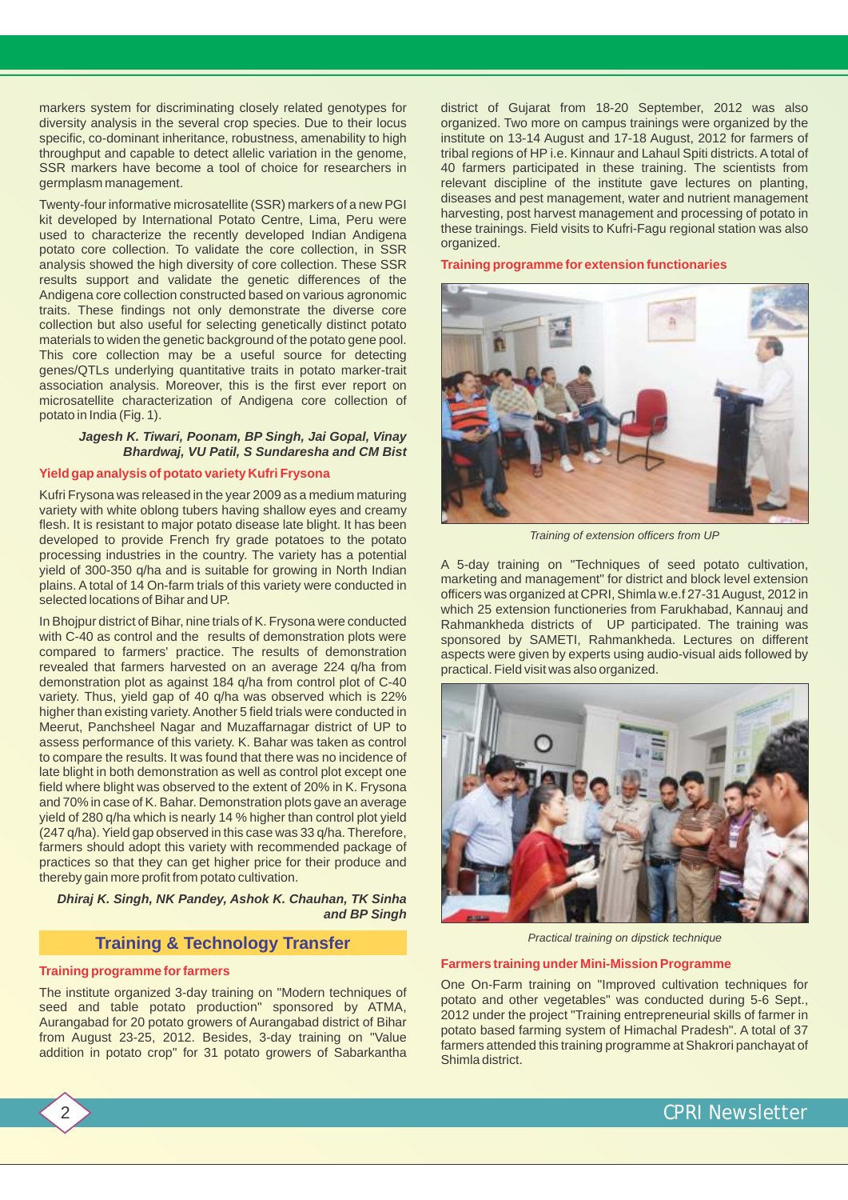markers system for discriminating closely related genotypes for diversity analysis in the several crop species. Due to their locus specific, co-dominant inheritance, robustness, amenability to high throughput and capable to detect allelic variation in the genome, SSR markers have become a tool of choice for researchers in germplasm management.

Twenty-four informative microsatellite (SSR) markers of a new PGI kit developed by International Potato Centre, Lima, Peru were used to characterize the recently developed Indian Andigena potato core collection. To validate the core collection, in SSR analysis showed the high diversity of core collection. These SSR results support and validate the genetic differences of the Andigena core collection constructed based on various agronomic traits. These findings not only demonstrate the diverse core collection but also useful for selecting genetically distinct potato materials to widen the genetic background of the potato gene pool. This core collection may be a useful source for detecting genes/QTLs underlying quantitative traits in potato marker-trait association analysis. Moreover, this is the first ever report on microsatellite characterization of Andigena core collection of potato in India (Fig. 1).

***Jagesh K. Tiwari, Poonam, BP Singh, Jai Gopal, Vinay Bhardwaj, VU Patil, S Sundaresha and CM Bist***

### Yield gap analysis of potato variety Kufri Frysona

Kufri Frysona was released in the year 2009 as a medium maturing variety with white oblong tubers having shallow eyes and creamy flesh. It is resistant to major potato disease late blight. It has been developed to provide French fry grade potatoes to the potato processing industries in the country. The variety has a potential yield of 300-350 q/ha and is suitable for growing in North Indian plains. A total of 14 On-farm trials of this variety were conducted in selected locations of Bihar and UP.

In Bhojpur district of Bihar, nine trials of K. Frysona were conducted with C-40 as control and the results of demonstration plots were compared to farmers' practice. The results of demonstration revealed that farmers harvested on an average 224 q/ha from demonstration plot as against 184 q/ha from control plot of C-40 variety. Thus, yield gap of 40 q/ha was observed which is 22% higher than existing variety. Another 5 field trials were conducted in Meerut, Panchsheel Nagar and Muzaffarnagar district of UP to assess performance of this variety. K. Bahar was taken as control to compare the results. It was found that there was no incidence of late blight in both demonstration as well as control plot except one field where blight was observed to the extent of 20% in K. Frysona and 70% in case of K. Bahar. Demonstration plots gave an average yield of 280 q/ha which is nearly 14 % higher than control plot yield (247 q/ha). Yield gap observed in this case was 33 q/ha. Therefore, farmers should adopt this variety with recommended package of practices so that they can get higher price for their produce and thereby gain more profit from potato cultivation.

***Dhiraj K. Singh, NK Pandey, Ashok K. Chauhan, TK Sinha and BP Singh***

## Training & Technology Transfer

### Training programme for farmers

The institute organized 3-day training on "Modern techniques of seed and table potato production" sponsored by ATMA, Aurangabad for 20 potato growers of Aurangabad district of Bihar from August 23-25, 2012. Besides, 3-day training on "Value addition in potato crop" for 31 potato growers of Sabarkantha district of Gujarat from 18-20 September, 2012 was also organized. Two more on campus trainings were organized by the institute on 13-14 August and 17-18 August, 2012 for farmers of tribal regions of HP i.e. Kinnaur and Lahaul Spiti districts. A total of 40 farmers participated in these training. The scientists from relevant discipline of the institute gave lectures on planting, diseases and pest management, water and nutrient management harvesting, post harvest management and processing of potato in these trainings. Field visits to Kufri-Fagu regional station was also organized.

### Training programme for extension functionaries

*Training of extension officers from UP*

A 5-day training on "Techniques of seed potato cultivation, marketing and management" for district and block level extension officers was organized at CPRI, Shimla w.e.f 27-31 August, 2012 in which 25 extension functioneries from Farukhabad, Kannauj and Rahmankheda districts of UP participated. The training was sponsored by SAMETI, Rahmankheda. Lectures on different aspects were given by experts using audio-visual aids followed by practical. Field visit was also organized.

*Practical training on dipstick technique*

### Farmers training under Mini-Mission Programme

One On-Farm training on "Improved cultivation techniques for potato and other vegetables" was conducted during 5-6 Sept., 2012 under the project "Training entrepreneurial skills of farmer in potato based farming system of Himachal Pradesh". A total of 37 farmers attended this training programme at Shakrori panchayat of Shimla district.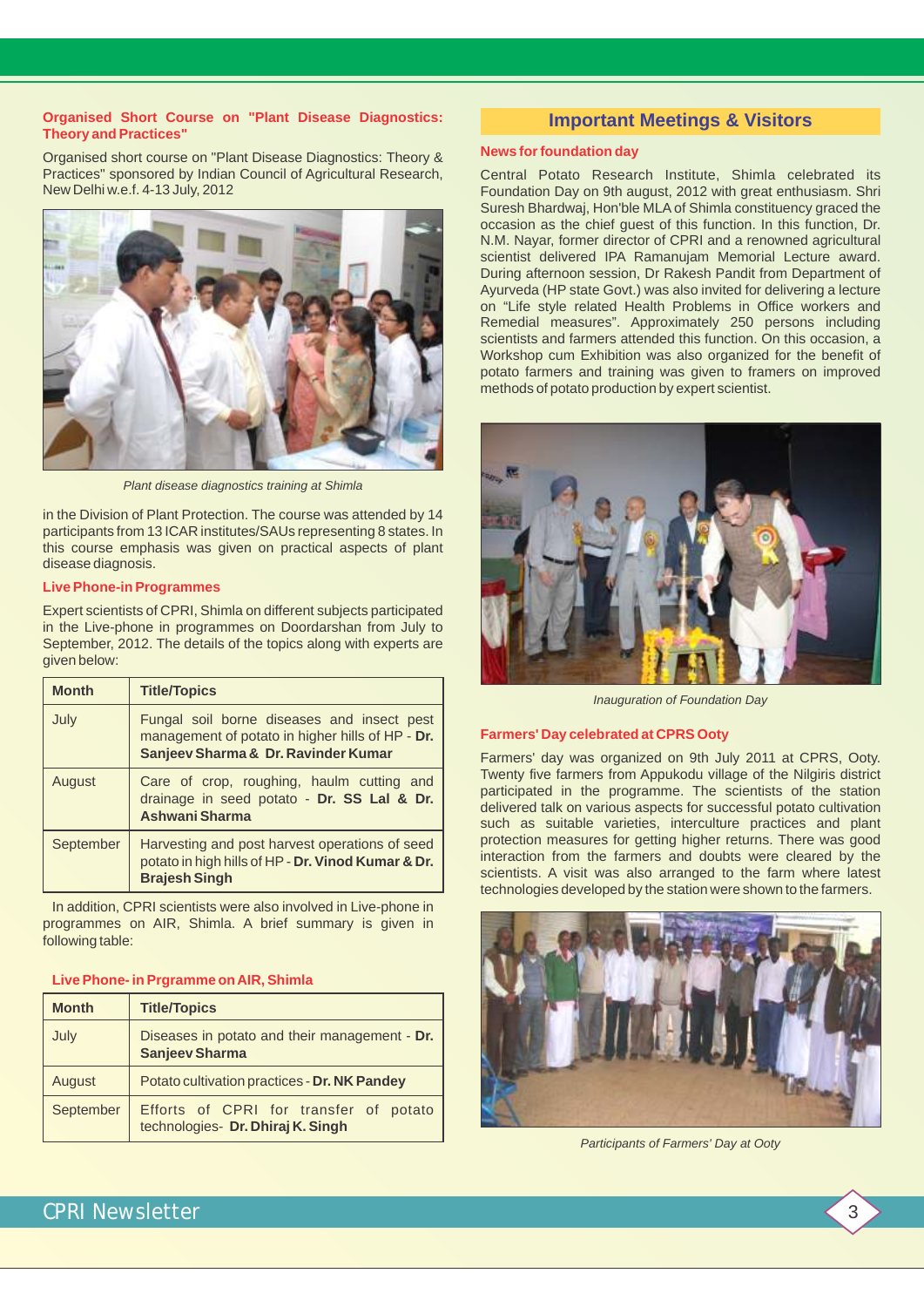### Organised Short Course on "Plant Disease Diagnostics: Theory and Practices"

Organised short course on "Plant Disease Diagnostics: Theory & Practices" sponsored by Indian Council of Agricultural Research, New Delhi w.e.f. 4-13 July, 2012

*Plant disease diagnostics training at Shimla*

in the Division of Plant Protection. The course was attended by 14 participants from 13 ICAR institutes/SAUs representing 8 states. In this course emphasis was given on practical aspects of plant disease diagnosis.

### Live Phone-in Programmes

Expert scientists of CPRI, Shimla on different subjects participated in the Live-phone in programmes on Doordarshan from July to September, 2012. The details of the topics along with experts are given below:

| Month | Title/Topics |
|---|---|
| July | Fungal soil borne diseases and insect pest management of potato in higher hills of HP - **Dr. Sanjeev Sharma & Dr. Ravinder Kumar** |
| August | Care of crop, roughing, haulm cutting and drainage in seed potato - **Dr. SS Lal & Dr. Ashwani Sharma** |
| September | Harvesting and post harvest operations of seed potato in high hills of HP - **Dr. Vinod Kumar & Dr. Brajesh Singh** |

In addition, CPRI scientists were also involved in Live-phone in programmes on AIR, Shimla. A brief summary is given in following table:

**Live Phone- in Prgramme on AIR, Shimla**

| Month | Title/Topics |
|---|---|
| July | Diseases in potato and their management - **Dr. Sanjeev Sharma** |
| August | Potato cultivation practices - **Dr. NK Pandey** |
| September | Efforts of CPRI for transfer of potato technologies- **Dr. Dhiraj K. Singh** |

## Important Meetings & Visitors

### News for foundation day

Central Potato Research Institute, Shimla celebrated its Foundation Day on 9th august, 2012 with great enthusiasm. Shri Suresh Bhardwaj, Hon'ble MLA of Shimla constituency graced the occasion as the chief guest of this function. In this function, Dr. N.M. Nayar, former director of CPRI and a renowned agricultural scientist delivered IPA Ramanujam Memorial Lecture award. During afternoon session, Dr Rakesh Pandit from Department of Ayurveda (HP state Govt.) was also invited for delivering a lecture on "Life style related Health Problems in Office workers and Remedial measures". Approximately 250 persons including scientists and farmers attended this function. On this occasion, a Workshop cum Exhibition was also organized for the benefit of potato farmers and training was given to framers on improved methods of potato production by expert scientist.

*Inauguration of Foundation Day*

### Farmers' Day celebrated at CPRS Ooty

Farmers' day was organized on 9th July 2011 at CPRS, Ooty. Twenty five farmers from Appukodu village of the Nilgiris district participated in the programme. The scientists of the station delivered talk on various aspects for successful potato cultivation such as suitable varieties, interculture practices and plant protection measures for getting higher returns. There was good interaction from the farmers and doubts were cleared by the scientists. A visit was also arranged to the farm where latest technologies developed by the station were shown to the farmers.

*Participants of Farmers' Day at Ooty*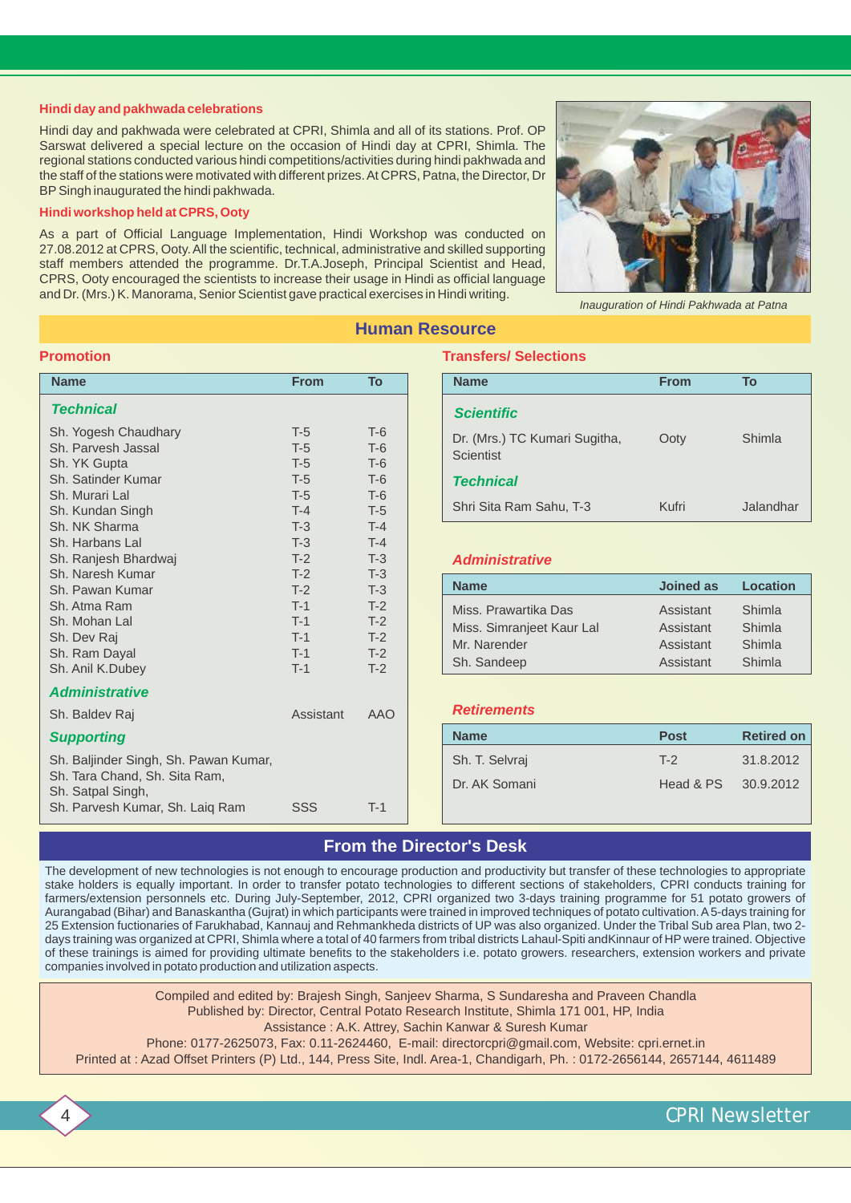### Hindi day and pakhwada celebrations

Hindi day and pakhwada were celebrated at CPRI, Shimla and all of its stations. Prof. OP Sarswat delivered a special lecture on the occasion of Hindi day at CPRI, Shimla. The regional stations conducted various hindi competitions/activities during hindi pakhwada and the staff of the stations were motivated with different prizes. At CPRS, Patna, the Director, Dr BP Singh inaugurated the hindi pakhwada.

### Hindi workshop held at CPRS, Ooty

As a part of Official Language Implementation, Hindi Workshop was conducted on 27.08.2012 at CPRS, Ooty. All the scientific, technical, administrative and skilled supporting staff members attended the programme. Dr.T.A.Joseph, Principal Scientist and Head, CPRS, Ooty encouraged the scientists to increase their usage in Hindi as official language and Dr. (Mrs.) K. Manorama, Senior Scientist gave practical exercises in Hindi writing.

Inauguration of Hindi Pakhwada at Patna

## Human Resource

### Promotion

| Name | From | To |
|---|---|---|
| ***Technical*** | | |
| Sh. Yogesh Chaudhary | T-5 | T-6 |
| Sh. Parvesh Jassal | T-5 | T-6 |
| Sh. YK Gupta | T-5 | T-6 |
| Sh. Satinder Kumar | T-5 | T-6 |
| Sh. Murari Lal | T-5 | T-6 |
| Sh. Kundan Singh | T-4 | T-5 |
| Sh. NK Sharma | T-3 | T-4 |
| Sh. Harbans Lal | T-3 | T-4 |
| Sh. Ranjesh Bhardwaj | T-2 | T-3 |
| Sh. Naresh Kumar | T-2 | T-3 |
| Sh. Pawan Kumar | T-2 | T-3 |
| Sh. Atma Ram | T-1 | T-2 |
| Sh. Mohan Lal | T-1 | T-2 |
| Sh. Dev Raj | T-1 | T-2 |
| Sh. Ram Dayal | T-1 | T-2 |
| Sh. Anil K.Dubey | T-1 | T-2 |
| ***Administrative*** | | |
| Sh. Baldev Raj | Assistant | AAO |
| ***Supporting*** | | |
| Sh. Baljinder Singh, Sh. Pawan Kumar, Sh. Tara Chand, Sh. Sita Ram, Sh. Satpal Singh, Sh. Parvesh Kumar, Sh. Laiq Ram | SSS | T-1 |

### Transfers/ Selections

| Name | From | To |
|---|---|---|
| ***Scientific*** | | |
| Dr. (Mrs.) TC Kumari Sugitha, Scientist | Ooty | Shimla |
| ***Technical*** | | |
| Shri Sita Ram Sahu, T-3 | Kufri | Jalandhar |

***Administrative***

| Name | Joined as | Location |
|---|---|---|
| Miss. Prawartika Das | Assistant | Shimla |
| Miss. Simranjeet Kaur Lal | Assistant | Shimla |
| Mr. Narender | Assistant | Shimla |
| Sh. Sandeep | Assistant | Shimla |

***Retirements***

| Name | Post | Retired on |
|---|---|---|
| Sh. T. Selvraj | T-2 | 31.8.2012 |
| Dr. AK Somani | Head & PS | 30.9.2012 |

## From the Director's Desk

The development of new technologies is not enough to encourage production and productivity but transfer of these technologies to appropriate stake holders is equally important. In order to transfer potato technologies to different sections of stakeholders, CPRI conducts training for farmers/extension personnels etc. During July-September, 2012, CPRI organized two 3-days training programme for 51 potato growers of Aurangabad (Bihar) and Banaskantha (Gujrat) in which participants were trained in improved techniques of potato cultivation. A 5-days training for 25 Extension fuctionaries of Farukhabad, Kannauj and Rehmankheda districts of UP was also organized. Under the Tribal Sub area Plan, two 2-days training was organized at CPRI, Shimla where a total of 40 farmers from tribal districts Lahaul-Spiti andKinnaur of HP were trained. Objective of these trainings is aimed for providing ultimate benefits to the stakeholders i.e. potato growers. researchers, extension workers and private companies involved in potato production and utilization aspects.

Compiled and edited by: Brajesh Singh, Sanjeev Sharma, S Sundaresha and Praveen Chandla
Published by: Director, Central Potato Research Institute, Shimla 171 001, HP, India
Assistance : A.K. Attrey, Sachin Kanwar & Suresh Kumar
Phone: 0177-2625073, Fax: 0.11-2624460, E-mail: directorcpri@gmail.com, Website: cpri.ernet.in
Printed at : Azad Offset Printers (P) Ltd., 144, Press Site, Indl. Area-1, Chandigarh, Ph. : 0172-2656144, 2657144, 4611489